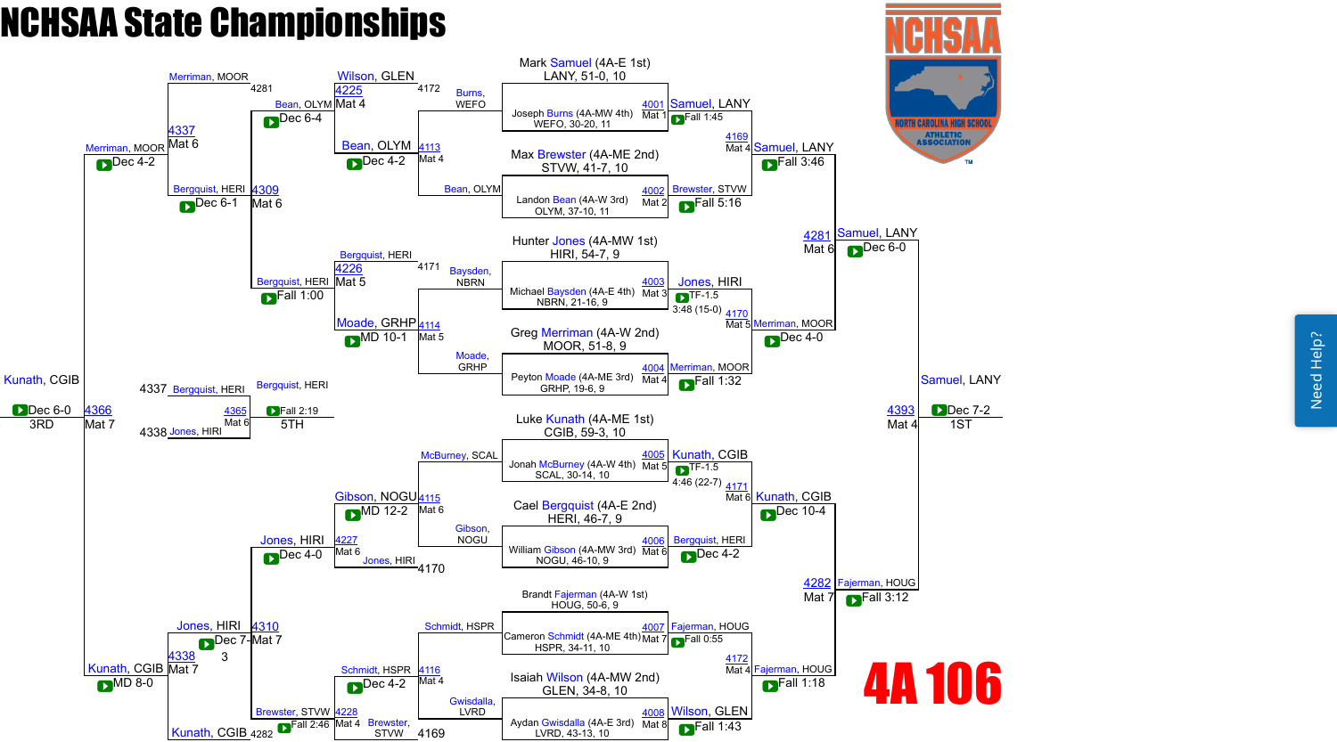# NCHSAA State Championships

## 4A 106

### Championship Bracket

**First Round**

| Bout | Mat | Wrestler | Opponent | Winner | Result |
|---|---|---|---|---|---|
| 4001 | Mat 1 | Mark Samuel (4A-E 1st) LANY, 51-0, 10 | Joseph Burns (4A-MW 4th) WEFO, 30-20, 11 | Samuel, LANY | Fall 1:45 |
| 4002 | Mat 2 | Max Brewster (4A-ME 2nd) STVW, 41-7, 10 | Landon Bean (4A-W 3rd) OLYM, 37-10, 11 | Brewster, STVW | Fall 5:16 |
| 4003 | Mat 3 | Hunter Jones (4A-MW 1st) HIRI, 54-7, 9 | Michael Baysden (4A-E 4th) NBRN, 21-16, 9 | Jones, HIRI | TF-1.5 3:48 (15-0) |
| 4004 | Mat 4 | Greg Merriman (4A-W 2nd) MOOR, 51-8, 9 | Peyton Moade (4A-ME 3rd) GRHP, 19-6, 9 | Merriman, MOOR | Fall 1:32 |
| 4005 | Mat 5 | Luke Kunath (4A-ME 1st) CGIB, 59-3, 10 | Jonah McBurney (4A-W 4th) SCAL, 30-14, 10 | Kunath, CGIB | TF-1.5 4:46 (22-7) |
| 4006 | Mat 6 | Cael Bergquist (4A-E 2nd) HERI, 46-7, 9 | William Gibson (4A-MW 3rd) NOGU, 46-10, 9 | Bergquist, HERI | Dec 4-2 |
| 4007 | Mat 7 | Brandt Fajerman (4A-W 1st) HOUG, 50-6, 9 | Cameron Schmidt (4A-ME 4th) HSPR, 34-11, 10 | Fajerman, HOUG | Fall 0:55 |
| 4008 | Mat 8 | Isaiah Wilson (4A-MW 2nd) GLEN, 34-8, 10 | Aydan Gwisdalla (4A-E 3rd) LVRD, 43-13, 10 | Wilson, GLEN | Fall 1:43 |

**Quarterfinals**

| Bout | Mat | Winner | Result |
|---|---|---|---|
| 4169 | Mat 4 | Samuel, LANY | Fall 3:46 |
| 4170 | Mat 5 | Merriman, MOOR | Dec 4-0 |
| 4171 | Mat 6 | Kunath, CGIB | Dec 10-4 |
| 4172 | Mat 4 | Fajerman, HOUG | Fall 1:18 |

**Semifinals**

| Bout | Mat | Winner | Result |
|---|---|---|---|
| 4281 | Mat 6 | Samuel, LANY | Dec 6-0 |
| 4282 | Mat 7 | Fajerman, HOUG | Fall 3:12 |

**Final (1ST)**

| Bout | Mat | Winner | Result |
|---|---|---|---|
| 4393 | Mat 4 | Samuel, LANY | Dec 7-2 |

### Consolation Bracket

**Consolation First Round**

| Bout | Mat | Wrestlers | Winner | Result |
|---|---|---|---|---|
| 4113 | Mat 4 | Burns, WEFO / Bean, OLYM | Bean, OLYM | Dec 4-2 |
| 4114 | Mat 5 | Baysden, NBRN / Moade, GRHP | Moade, GRHP | MD 10-1 |
| 4115 | Mat 6 | McBurney, SCAL / Gibson, NOGU | Gibson, NOGU | MD 12-2 |
| 4116 | Mat 4 | Schmidt, HSPR / Gwisdalla, LVRD | Schmidt, HSPR | Dec 4-2 |

**Consolation Second Round**

| Bout | Mat | Wrestlers | Winner | Result |
|---|---|---|---|---|
| 4225 | Mat 4 | Wilson, GLEN (4172) / Bean, OLYM | Bean, OLYM | Dec 6-4 |
| 4226 | Mat 5 | Bergquist, HERI (4171) / Moade, GRHP | Bergquist, HERI | Fall 1:00 |
| 4227 | Mat 6 | Gibson, NOGU / Jones, HIRI (4170) | Jones, HIRI | Dec 4-0 |
| 4228 | Mat 4 | Schmidt, HSPR / Brewster, STVW (4169) | Brewster, STVW | Fall 2:46 |

**Consolation Quarterfinals**

| Bout | Mat | Wrestlers | Winner | Result |
|---|---|---|---|---|
| 4309 | Mat 6 | Bean, OLYM / Bergquist, HERI | Bergquist, HERI | Dec 6-1 |
| 4310 | Mat 7 | Jones, HIRI / Brewster, STVW | Jones, HIRI | Dec 7-3 |

**Consolation Semifinals**

| Bout | Mat | Wrestlers | Winner | Result |
|---|---|---|---|---|
| 4337 | Mat 6 | Merriman, MOOR (4281) / Bergquist, HERI | Merriman, MOOR | Dec 4-2 |
| 4338 | Mat 7 | Jones, HIRI / Kunath, CGIB (4282) | Kunath, CGIB | MD 8-0 |

**Third Place (3RD)**

| Bout | Mat | Winner | Result |
|---|---|---|---|
| 4366 | Mat 7 | Kunath, CGIB | Dec 6-0 |

**Fifth Place (5TH)**

| Bout | Mat | Wrestlers | Winner | Result |
|---|---|---|---|---|
| 4365 | Mat 6 | Bergquist, HERI (4337) / Jones, HIRI (4338) | Bergquist, HERI | Fall 2:19 |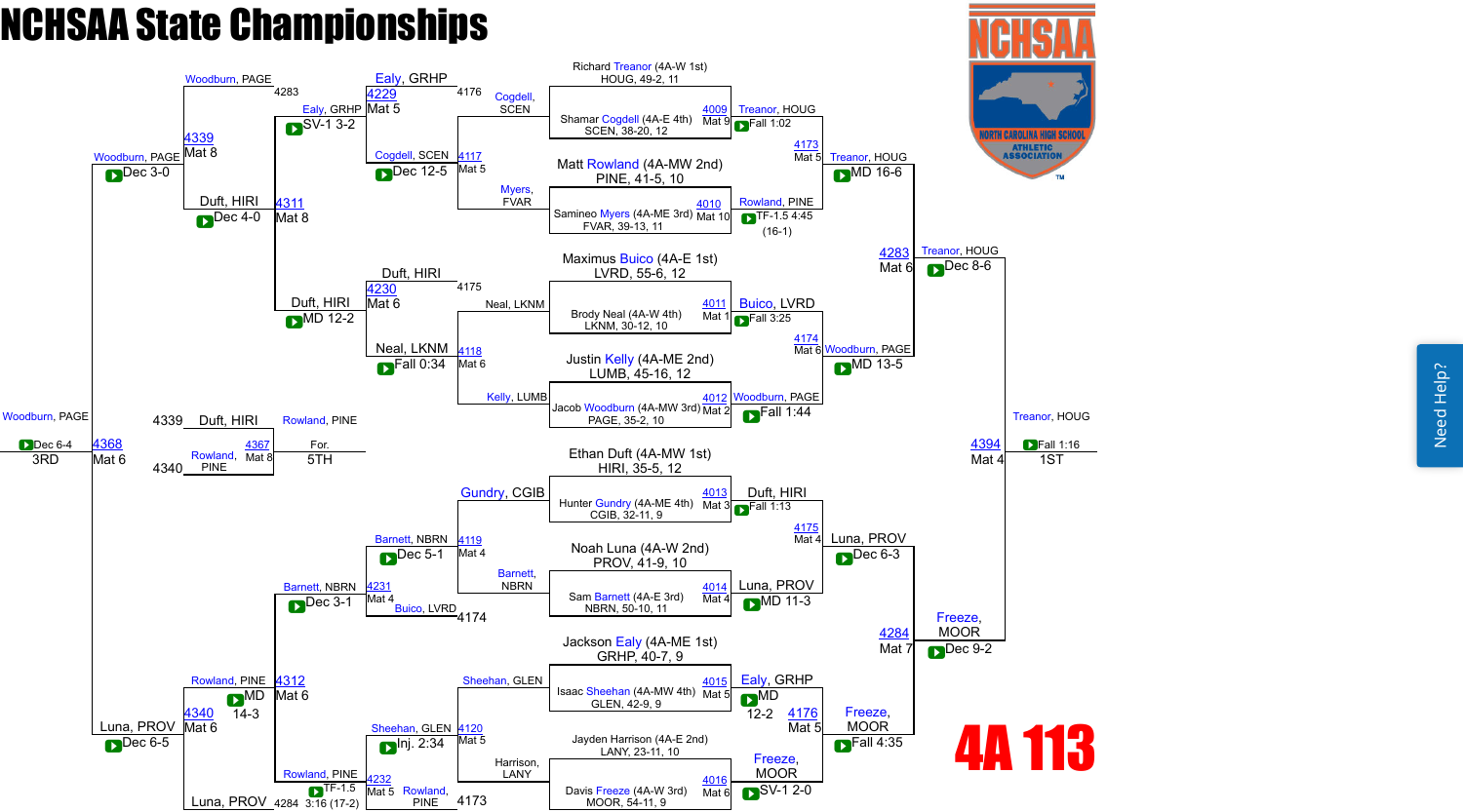# NCHSAA State Championships

## 4A 113

### Championship Bracket – Top Half

**First Round**

| Match | Mat | Wrestler 1 | Wrestler 2 | Winner | Result |
|---|---|---|---|---|---|
| 4009 | Mat 9 | Richard Treanor (4A-W 1st) HOUG, 49-2, 11 | Shamar Cogdell (4A-E 4th) SCEN, 38-20, 12 | Treanor, HOUG | Fall 1:02 |
| 4010 | Mat 10 | Matt Rowland (4A-MW 2nd) PINE, 41-5, 10 | Samineo Myers (4A-ME 3rd) FVAR, 39-13, 11 | Rowland, PINE | TF-1.5 4:45 (16-1) |
| 4011 | Mat 1 | Maximus Buico (4A-E 1st) LVRD, 55-6, 12 | Brody Neal (4A-W 4th) LKNM, 30-12, 10 | Buico, LVRD | Fall 3:25 |
| 4012 | Mat 2 | Justin Kelly (4A-ME 2nd) LUMB, 45-16, 12 | Jacob Woodburn (4A-MW 3rd) PAGE, 35-2, 10 | Woodburn, PAGE | Fall 1:44 |

**Quarterfinals**

| Match | Mat | Wrestlers | Winner | Result |
|---|---|---|---|---|
| 4173 | Mat 5 | Treanor, HOUG vs Rowland, PINE | Treanor, HOUG | MD 16-6 |
| 4174 | Mat 6 | Buico, LVRD vs Woodburn, PAGE | Woodburn, PAGE | MD 13-5 |

**Semifinal**

| Match | Mat | Wrestlers | Winner | Result |
|---|---|---|---|---|
| 4283 | Mat 6 | Treanor, HOUG vs Woodburn, PAGE | Treanor, HOUG | Dec 8-6 |

### Championship Bracket – Bottom Half

**First Round**

| Match | Mat | Wrestler 1 | Wrestler 2 | Winner | Result |
|---|---|---|---|---|---|
| 4013 | Mat 3 | Ethan Duft (4A-MW 1st) HIRI, 35-5, 12 | Hunter Gundry (4A-ME 4th) CGIB, 32-11, 9 | Duft, HIRI | Fall 1:13 |
| 4014 | Mat 4 | Noah Luna (4A-W 2nd) PROV, 41-9, 10 | Sam Barnett (4A-E 3rd) NBRN, 50-10, 11 | Luna, PROV | MD 11-3 |
| 4015 | Mat 5 | Jackson Ealy (4A-ME 1st) GRHP, 40-7, 9 | Isaac Sheehan (4A-MW 4th) GLEN, 42-9, 9 | Ealy, GRHP | MD 12-2 |
| 4016 | Mat 6 | Jayden Harrison (4A-E 2nd) LANY, 23-11, 10 | Davis Freeze (4A-W 3rd) MOOR, 54-11, 9 | Freeze, MOOR | SV-1 2-0 |

**Quarterfinals**

| Match | Mat | Wrestlers | Winner | Result |
|---|---|---|---|---|
| 4175 | Mat 4 | Duft, HIRI vs Luna, PROV | Luna, PROV | Dec 6-3 |
| 4176 | Mat 5 | Ealy, GRHP vs Freeze, MOOR | Freeze, MOOR | Fall 4:35 |

**Semifinal**

| Match | Mat | Wrestlers | Winner | Result |
|---|---|---|---|---|
| 4284 | Mat 7 | Luna, PROV vs Freeze, MOOR | Freeze, MOOR | Dec 9-2 |

### Final (1st)

| Match | Mat | Wrestlers | Winner | Result |
|---|---|---|---|---|
| 4394 | Mat 4 | Treanor, HOUG vs Freeze, MOOR | Treanor, HOUG | Fall 1:16 |

**1ST:** Treanor, HOUG

### Consolation Bracket

**Consolation Round 1**

| Match | Mat | Wrestlers | Winner | Result |
|---|---|---|---|---|
| 4117 | Mat 5 | Cogdell, SCEN vs Myers, FVAR | Cogdell, SCEN | Dec 12-5 |
| 4118 | Mat 6 | Neal, LKNM vs Kelly, LUMB | Neal, LKNM | Fall 0:34 |
| 4119 | Mat 4 | Gundry, CGIB vs Barnett, NBRN | Barnett, NBRN | Dec 5-1 |
| 4120 | Mat 5 | Sheehan, GLEN vs Harrison, LANY | Sheehan, GLEN | Inj. 2:34 |

**Consolation Round 2**

| Match | Mat | Wrestlers | Winner | Result |
|---|---|---|---|---|
| 4229 | Mat 5 | Ealy, GRHP (4176) vs Cogdell, SCEN | Ealy, GRHP | SV-1 3-2 |
| 4230 | Mat 6 | Duft, HIRI (4175) vs Neal, LKNM | Duft, HIRI | MD 12-2 |
| 4231 | Mat 4 | Barnett, NBRN vs Buico, LVRD (4174) | Barnett, NBRN | Dec 3-1 |
| 4232 | Mat 5 | Sheehan, GLEN vs Rowland, PINE (4173) | Rowland, PINE | TF-1.5 3:16 (17-2) |

**Consolation Semifinals**

| Match | Mat | Wrestlers | Winner | Result |
|---|---|---|---|---|
| 4311 | Mat 8 | Ealy, GRHP vs Duft, HIRI | Duft, HIRI | Dec 4-0 |
| 4312 | Mat 6 | Barnett, NBRN vs Rowland, PINE | Rowland, PINE | MD 14-3 |

**Third-Place Semifinals**

| Match | Mat | Wrestlers | Winner | Result |
|---|---|---|---|---|
| 4339 | Mat 8 | Woodburn, PAGE (4283) vs Duft, HIRI | Woodburn, PAGE | Dec 3-0 |
| 4340 | Mat 6 | Rowland, PINE vs Luna, PROV (4284) | Luna, PROV | Dec 6-5 |

### 3rd Place

| Match | Mat | Wrestlers | Winner | Result |
|---|---|---|---|---|
| 4368 | Mat 6 | Woodburn, PAGE vs Luna, PROV | Woodburn, PAGE | Dec 6-4 |

**3RD:** Woodburn, PAGE

### 5th Place

| Match | Mat | Wrestlers | Winner | Result |
|---|---|---|---|---|
| 4367 | Mat 8 | Duft, HIRI (4339) vs Rowland, PINE (4340) | Rowland, PINE | For. |

**5TH:** Rowland, PINE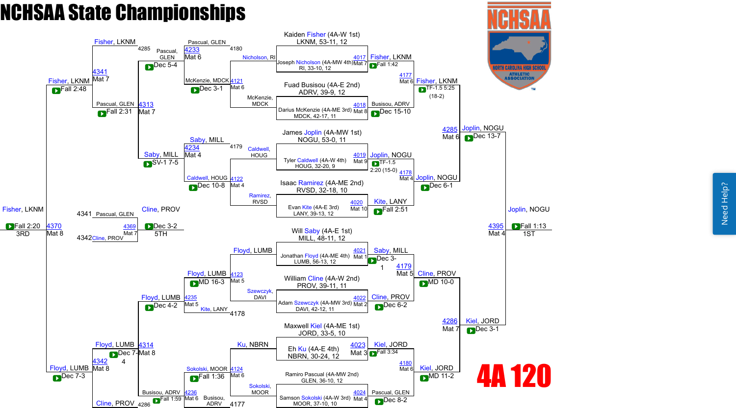# NCHSAA State Championships

## 4A 120

### Championship Bracket

**First Round**

| Bout | Mat | Wrestler 1 | Wrestler 2 | Winner | Result |
|---|---|---|---|---|---|
| 4017 | Mat 7 | Kaiden Fisher (4A-W 1st) LKNM, 53-11, 12 | Joseph Nicholson (4A-MW 4th) RI, 33-10, 12 | Fisher, LKNM | Fall 1:42 |
| 4018 | Mat 8 | Fuad Busisou (4A-E 2nd) ADRV, 39-9, 12 | Darius McKenzie (4A-ME 3rd) MDCK, 42-17, 11 | Busisou, ADRV | Dec 15-10 |
| 4019 | Mat 9 | James Joplin (4A-MW 1st) NOGU, 53-0, 11 | Tyler Caldwell (4A-W 4th) HOUG, 32-20, 9 | Joplin, NOGU | TF-1.5 2:20 (15-0) |
| 4020 | Mat 10 | Isaac Ramirez (4A-ME 2nd) RVSD, 32-18, 10 | Evan Kite (4A-E 3rd) LANY, 39-13, 12 | Kite, LANY | Fall 2:51 |
| 4021 | Mat 1 | Will Saby (4A-E 1st) MILL, 48-11, 12 | Jonathan Floyd (4A-ME 4th) LUMB, 56-13, 12 | Saby, MILL | Dec 3-1 |
| 4022 | Mat 2 | William Cline (4A-W 2nd) PROV, 39-11, 11 | Adam Szewczyk (4A-MW 3rd) DAVI, 42-12, 11 | Cline, PROV | Dec 6-2 |
| 4023 | Mat 3 | Maxwell Kiel (4A-ME 1st) JORD, 33-5, 10 | Eh Ku (4A-E 4th) NBRN, 30-24, 12 | Kiel, JORD | Fall 3:34 |
| 4024 | Mat 4 | Ramiro Pascual (4A-MW 2nd) GLEN, 36-10, 12 | Samson Sokolski (4A-W 3rd) MOOR, 37-10, 10 | Pascual, GLEN | Dec 8-2 |

**Quarterfinals**

| Bout | Mat | Winner | Result |
|---|---|---|---|
| 4177 | Mat 6 | Fisher, LKNM | TF-1.5 5:25 (18-2) |
| 4178 | Mat 4 | Joplin, NOGU | Dec 6-1 |
| 4179 | Mat 5 | Cline, PROV | MD 10-0 |
| 4180 | Mat 6 | Kiel, JORD | MD 11-2 |

**Semifinals**

| Bout | Mat | Winner | Result |
|---|---|---|---|
| 4285 | Mat 6 | Joplin, NOGU | Dec 13-7 |
| 4286 | Mat 7 | Kiel, JORD | Dec 3-1 |

**Final (1st Place)**

| Bout | Mat | Winner | Result |
|---|---|---|---|
| 4395 | Mat 4 | Joplin, NOGU | Fall 1:13 |

### Consolation Bracket

| Bout | Mat | Wrestler 1 | Wrestler 2 | Winner | Result |
|---|---|---|---|---|---|
| 4121 | Mat 6 | Nicholson, RI | McKenzie, MDCK | McKenzie, MDCK | Dec 3-1 |
| 4122 | Mat 4 | Caldwell, HOUG | Ramirez, RVSD | Caldwell, HOUG | Dec 10-8 |
| 4123 | Mat 5 | Floyd, LUMB | Szewczyk, DAVI | Floyd, LUMB | MD 16-3 |
| 4124 | Mat 6 | Ku, NBRN | Sokolski, MOOR | Sokolski, MOOR | Fall 1:36 |
| 4233 | Mat 6 | Pascual, GLEN (4180) | McKenzie, MDCK | Pascual, GLEN | Dec 5-4 |
| 4234 | Mat 4 | Saby, MILL (4179) | Caldwell, HOUG | Saby, MILL | SV-1 7-5 |
| 4235 | Mat 5 | Floyd, LUMB | Kite, LANY (4178) | Floyd, LUMB | Dec 4-2 |
| 4236 | Mat 6 | Sokolski, MOOR | Busisou, ADRV (4177) | Busisou, ADRV | Fall 1:59 |
| 4313 | Mat 7 | Pascual, GLEN | Saby, MILL | Pascual, GLEN | Fall 2:31 |
| 4314 | Mat 8 | Floyd, LUMB | Busisou, ADRV | Floyd, LUMB | Dec 7-4 |
| 4341 | Mat 7 | Fisher, LKNM (4285) | Pascual, GLEN | Fisher, LKNM | Fall 2:48 |
| 4342 | Mat 8 | Floyd, LUMB | Cline, PROV (4286) | Floyd, LUMB | Dec 7-3 |

**3rd Place**

| Bout | Mat | Winner | Result |
|---|---|---|---|
| 4370 | Mat 8 | Fisher, LKNM | Fall 2:20 |

**5th Place**

| Bout | Mat | Wrestler 1 | Wrestler 2 | Winner | Result |
|---|---|---|---|---|---|
| 4369 | Mat 7 | Pascual, GLEN (4341) | Cline, PROV (4342) | Cline, PROV | Dec 3-2 |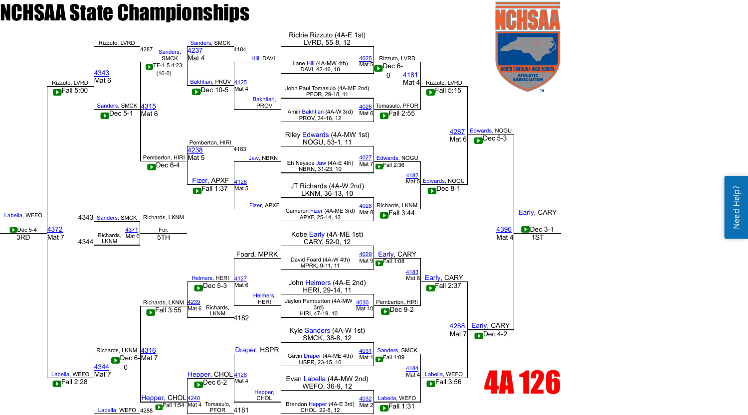# NCHSAA State Championships

## 4A 126

### Championship Bracket — Quarterfinals

| Bout | Mat | Wrestler 1 | Wrestler 2 | Winner | Result |
|---|---|---|---|---|---|
| 4025 | Mat 5 | Richie Rizzuto (4A-E 1st) LVRD, 55-8, 12 | Lane Hill (4A-MW 4th) DAVI, 42-16, 10 | Rizzuto, LVRD | Dec 6-0 |
| 4026 | Mat 6 | John Paul Tomasulo (4A-ME 2nd) PFOR, 29-18, 11 | Amin Bakhtiari (4A-W 3rd) PROV, 34-16, 12 | Tomasulo, PFOR | Fall 2:55 |
| 4027 | Mat 7 | Riley Edwards (4A-MW 1st) NOGU, 53-1, 11 | Eh Neysoe Jaw (4A-E 4th) NBRN, 31-23, 10 | Edwards, NOGU | Fall 2:36 |
| 4028 | Mat 8 | JT Richards (4A-W 2nd) LKNM, 36-13, 10 | Cameron Fizer (4A-ME 3rd) APXF, 25-14, 12 | Richards, LKNM | Fall 3:44 |
| 4029 | Mat 9 | Kobe Early (4A-ME 1st) CARY, 52-0, 12 | David Foard (4A-W 4th) MPRK, 9-11, 11 | Early, CARY | Fall 1:08 |
| 4030 | Mat 10 | John Helmers (4A-E 2nd) HERI, 29-14, 11 | Jaylon Pemberton (4A-MW 3rd) HIRI, 47-19, 10 | Pemberton, HIRI | Dec 9-2 |
| 4031 | Mat 1 | Kyle Sanders (4A-W 1st) SMCK, 38-8, 12 | Gavin Draper (4A-ME 4th) HSPR, 23-15, 10 | Sanders, SMCK | Fall 1:09 |
| 4032 | Mat 2 | Evan Labella (4A-MW 2nd) WEFO, 36-9, 12 | Brandon Hepper (4A-E 3rd) CHOL, 22-8, 12 | Labella, WEFO | Fall 1:31 |

### Championship Bracket — Semifinals

| Bout | Mat | Wrestler 1 | Wrestler 2 | Winner | Result |
|---|---|---|---|---|---|
| 4181 | Mat 4 | Rizzuto, LVRD | Tomasulo, PFOR | Rizzuto, LVRD | Fall 5:15 |
| 4182 | Mat 5 | Edwards, NOGU | Richards, LKNM | Edwards, NOGU | Dec 8-1 |
| 4183 | Mat 6 | Early, CARY | Pemberton, HIRI | Early, CARY | Fall 2:37 |
| 4184 | Mat 4 | Sanders, SMCK | Labella, WEFO | Labella, WEFO | Fall 3:56 |

### Championship Bracket — Finals

| Bout | Mat | Wrestler 1 | Wrestler 2 | Winner | Result |
|---|---|---|---|---|---|
| 4287 | Mat 6 | Rizzuto, LVRD | Edwards, NOGU | Edwards, NOGU | Dec 5-3 |
| 4288 | Mat 7 | Early, CARY | Labella, WEFO | Early, CARY | Dec 4-2 |
| 4396 | Mat 4 | Edwards, NOGU | Early, CARY | Early, CARY (1ST) | Dec 3-1 |

### Consolation Bracket

| Bout | Mat | Wrestler 1 | Wrestler 2 | Winner | Result |
|---|---|---|---|---|---|
| 4125 | Mat 4 | Hill, DAVI | Bakhtiari, PROV | Bakhtiari, PROV | Dec 10-5 |
| 4126 | Mat 5 | Jaw, NBRN | Fizer, APXF | Fizer, APXF | Fall 1:37 |
| 4127 | Mat 6 | Foard, MPRK | Helmers, HERI | Helmers, HERI | Dec 5-3 |
| 4128 | Mat 4 | Draper, HSPR | Hepper, CHOL | Hepper, CHOL | Dec 6-2 |
| 4237 | Mat 4 | Sanders, SMCK (4184) | Bakhtiari, PROV | Sanders, SMCK | TF-1.5 4:23 (16-0) |
| 4238 | Mat 5 | Pemberton, HIRI (4183) | Fizer, APXF | Pemberton, HIRI | Dec 6-4 |
| 4239 | Mat 6 | Helmers, HERI | Richards, LKNM (4182) | Richards, LKNM | Fall 3:55 |
| 4240 | Mat 4 | Hepper, CHOL | Tomasulo, PFOR (4181) | Hepper, CHOL | Fall 1:54 |
| 4315 | Mat 6 | Sanders, SMCK | Pemberton, HIRI | Sanders, SMCK | Dec 5-1 |
| 4316 | Mat 7 | Richards, LKNM | Hepper, CHOL | Richards, LKNM | Dec 6-0 |
| 4343 | Mat 6 | Rizzuto, LVRD (4287) | Sanders, SMCK | Rizzuto, LVRD | Fall 5:00 |
| 4344 | Mat 7 | Richards, LKNM | Labella, WEFO (4288) | Labella, WEFO | Fall 2:28 |
| 4372 | Mat 7 | Rizzuto, LVRD | Labella, WEFO | Labella, WEFO (3RD) | Dec 5-4 |
| 4371 | Mat 6 | Sanders, SMCK (4343) | Richards, LKNM (4344) | Richards, LKNM (5TH) | For. |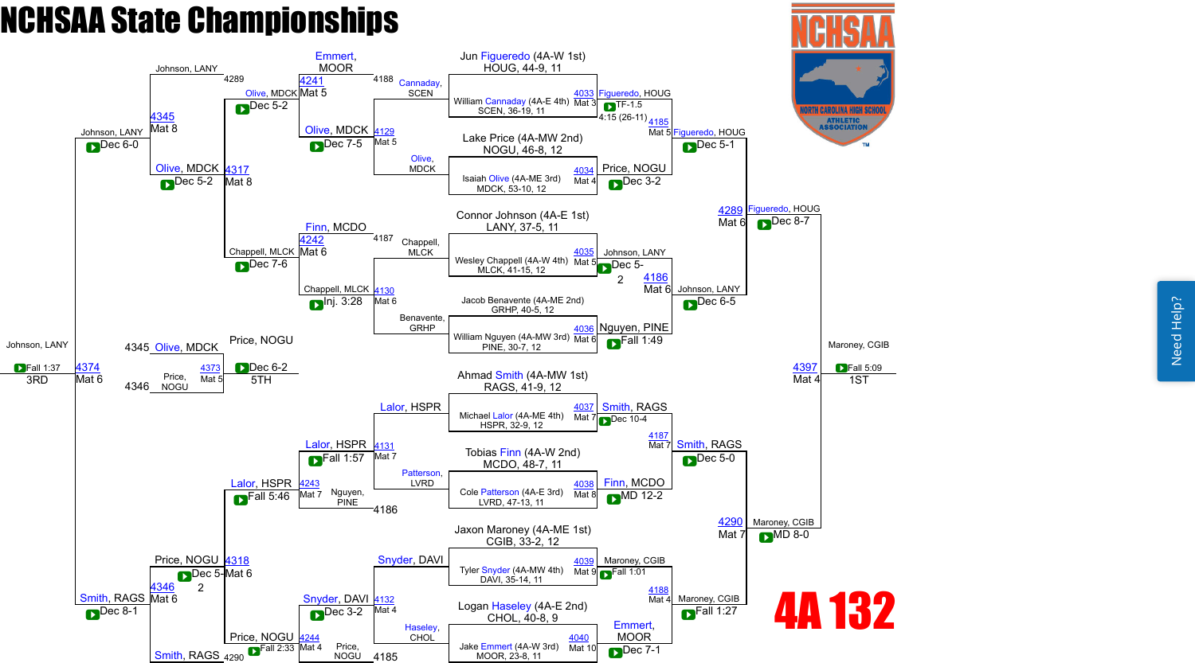# NCHSAA State Championships

## 4A 132

### Championship Bracket

**Top half**

- Jun Figueredo (4A-W 1st) HOUG, 44-9, 11 vs. William Cannaday (4A-E 4th) SCEN, 36-19, 11 — 4033 Mat 3 — Figueredo, HOUG TF-1.5 4:15 (26-11)
- Lake Price (4A-MW 2nd) NOGU, 46-8, 12 vs. Isaiah Olive (4A-ME 3rd) MDCK, 53-10, 12 — 4034 Mat 4 — Price, NOGU Dec 3-2
- 4185 Mat 5 — Figueredo, HOUG Dec 5-1
- Connor Johnson (4A-E 1st) LANY, 37-5, 11 vs. Wesley Chappell (4A-W 4th) MLCK, 41-15, 12 — 4035 Mat 5 — Johnson, LANY Dec 5-2
- Jacob Benavente (4A-ME 2nd) GRHP, 40-5, 12 vs. William Nguyen (4A-MW 3rd) PINE, 30-7, 12 — 4036 Mat 6 — Nguyen, PINE Fall 1:49
- 4186 Mat 6 — Johnson, LANY Dec 6-5
- 4289 Mat 6 — Figueredo, HOUG Dec 8-7

**Bottom half**

- Ahmad Smith (4A-MW 1st) RAGS, 41-9, 12 vs. Michael Lalor (4A-ME 4th) HSPR, 32-9, 12 — 4037 Mat 7 — Smith, RAGS Dec 10-4
- Tobias Finn (4A-W 2nd) MCDO, 48-7, 11 vs. Cole Patterson (4A-E 3rd) LVRD, 47-13, 11 — 4038 Mat 8 — Finn, MCDO MD 12-2
- 4187 Mat 7 — Smith, RAGS Dec 5-0
- Jaxon Maroney (4A-ME 1st) CGIB, 33-2, 12 vs. Tyler Snyder (4A-MW 4th) DAVI, 35-14, 11 — 4039 Mat 9 — Maroney, CGIB Fall 1:01
- Logan Haseley (4A-E 2nd) CHOL, 40-8, 9 vs. Jake Emmert (4A-W 3rd) MOOR, 23-8, 11 — 4040 Mat 10 — Emmert, MOOR Dec 7-1
- 4188 Mat 4 — Maroney, CGIB Fall 1:27
- 4290 Mat 7 — Maroney, CGIB MD 8-0

**Final**

- 4397 Mat 4 — Maroney, CGIB Fall 5:09 — 1ST

### Consolation Bracket

- 4129 Mat 5 — Cannaday, SCEN vs. Olive, MDCK — Olive, MDCK Dec 7-5
- 4130 Mat 6 — Chappell, MLCK vs. Benavente, GRHP — Chappell, MLCK Inj. 3:28
- 4131 Mat 7 — Lalor, HSPR vs. Patterson, LVRD — Lalor, HSPR Fall 1:57
- 4132 Mat 4 — Snyder, DAVI vs. Haseley, CHOL — Snyder, DAVI Dec 3-2
- 4241 Mat 5 — Emmert, MOOR (4188) vs. Olive, MDCK — Olive, MDCK Dec 5-2
- 4242 Mat 6 — Finn, MCDO (4187) vs. Chappell, MLCK — Chappell, MLCK Dec 7-6
- 4243 Mat 7 — Nguyen, PINE (4186) vs. Lalor, HSPR — Lalor, HSPR Fall 5:46
- 4244 Mat 4 — Snyder, DAVI vs. Price, NOGU (4185) — Price, NOGU Fall 2:33
- 4317 Mat 8 — Olive, MDCK vs. Chappell, MLCK — Olive, MDCK Dec 5-2
- 4318 Mat 6 — Lalor, HSPR vs. Price, NOGU — Price, NOGU Dec 5-2
- 4345 Mat 8 — Johnson, LANY (4289) vs. Olive, MDCK — Johnson, LANY Dec 6-0
- 4346 Mat 6 — Price, NOGU vs. Smith, RAGS (4290) — Smith, RAGS Dec 8-1
- 4373 Mat 5 (5th place) — Olive, MDCK (4345) vs. Price, NOGU (4346) — Price, NOGU Dec 6-2 — 5TH
- 4374 Mat 6 (3rd place) — Johnson, LANY vs. Smith, RAGS — Johnson, LANY Fall 1:37 — 3RD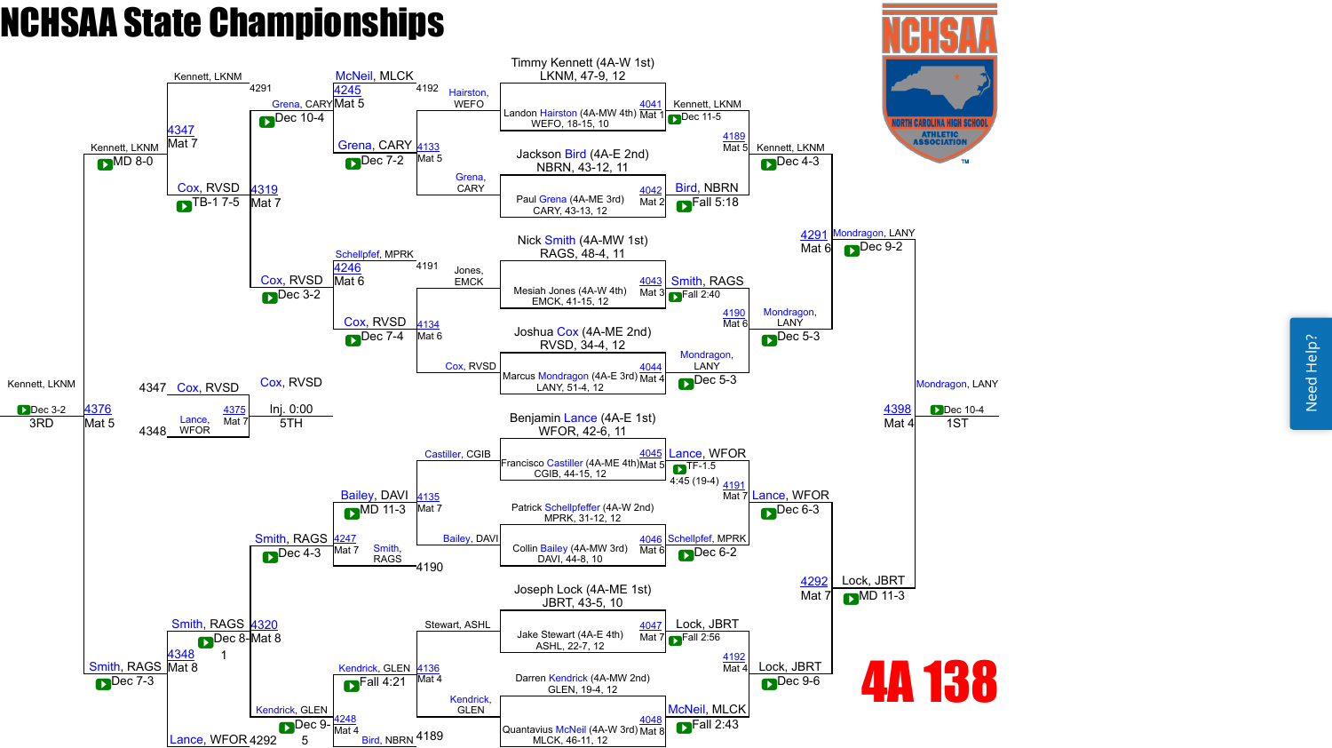# NCHSAA State Championships

## 4A 138

### Championship Bracket

**First Round**

| Bout | Mat | Wrestler 1 | Wrestler 2 | Winner | Result |
|---|---|---|---|---|---|
| 4041 | Mat 1 | Timmy Kennett (4A-W 1st) LKNM, 47-9, 12 | Landon Hairston (4A-MW 4th) WEFO, 18-15, 10 | Kennett, LKNM | Dec 11-5 |
| 4042 | Mat 2 | Jackson Bird (4A-E 2nd) NBRN, 43-12, 11 | Paul Grena (4A-ME 3rd) CARY, 43-13, 12 | Bird, NBRN | Fall 5:18 |
| 4043 | Mat 3 | Nick Smith (4A-MW 1st) RAGS, 48-4, 11 | Mesiah Jones (4A-W 4th) EMCK, 41-15, 12 | Smith, RAGS | Fall 2:40 |
| 4044 | Mat 4 | Joshua Cox (4A-ME 2nd) RVSD, 34-4, 12 | Marcus Mondragon (4A-E 3rd) LANY, 51-4, 12 | Mondragon, LANY | Dec 5-3 |
| 4045 | Mat 5 | Benjamin Lance (4A-E 1st) WFOR, 42-6, 11 | Francisco Castiller (4A-ME 4th) CGIB, 44-15, 12 | Lance, WFOR | TF-1.5 4:45 (19-4) |
| 4046 | Mat 6 | Patrick Schellpfeffer (4A-W 2nd) MPRK, 31-12, 12 | Collin Bailey (4A-MW 3rd) DAVI, 44-8, 10 | Schellpfef, MPRK | Dec 6-2 |
| 4047 | Mat 7 | Joseph Lock (4A-ME 1st) JBRT, 43-5, 10 | Jake Stewart (4A-E 4th) ASHL, 22-7, 12 | Lock, JBRT | Fall 2:56 |
| 4048 | Mat 8 | Darren Kendrick (4A-MW 2nd) GLEN, 19-4, 12 | Quantavius McNeil (4A-W 3rd) MLCK, 46-11, 12 | McNeil, MLCK | Fall 2:43 |

**Quarterfinals**

| Bout | Mat | Winner | Result |
|---|---|---|---|
| 4189 | Mat 5 | Kennett, LKNM | Dec 4-3 |
| 4190 | Mat 6 | Mondragon, LANY | Dec 5-3 |
| 4191 | Mat 7 | Lance, WFOR | Dec 6-3 |
| 4192 | Mat 4 | Lock, JBRT | Dec 9-6 |

**Semifinals**

| Bout | Mat | Winner | Result |
|---|---|---|---|
| 4291 | Mat 6 | Mondragon, LANY | Dec 9-2 |
| 4292 | Mat 7 | Lock, JBRT | MD 11-3 |

**Final**

| Bout | Mat | Winner | Result | Place |
|---|---|---|---|---|
| 4398 | Mat 4 | Mondragon, LANY | Dec 10-4 | 1ST |

### Consolation Bracket

**Consolation Round 1**

| Bout | Mat | Wrestler 1 | Wrestler 2 | Winner | Result |
|---|---|---|---|---|---|
| 4133 | Mat 5 | Hairston, WEFO | Grena, CARY | Grena, CARY | Dec 7-2 |
| 4134 | Mat 6 | Jones, EMCK | Cox, RVSD | Cox, RVSD | Dec 7-4 |
| 4135 | Mat 7 | Castiller, CGIB | Bailey, DAVI | Bailey, DAVI | MD 11-3 |
| 4136 | Mat 4 | Stewart, ASHL | Kendrick, GLEN | Kendrick, GLEN | Fall 4:21 |

**Consolation Round 2**

| Bout | Mat | Wrestler 1 | Wrestler 2 | Winner | Result |
|---|---|---|---|---|---|
| 4245 | Mat 5 | McNeil, MLCK (4192) | Grena, CARY | Grena, CARY | Dec 10-4 |
| 4246 | Mat 6 | Schellpfef, MPRK (4191) | Cox, RVSD | Cox, RVSD | Dec 3-2 |
| 4247 | Mat 7 | Bailey, DAVI | Smith, RAGS (4190) | Smith, RAGS | Dec 4-3 |
| 4248 | Mat 4 | Kendrick, GLEN | Bird, NBRN (4189) | Kendrick, GLEN | Dec 9-5 |

**Consolation Quarterfinals**

| Bout | Mat | Wrestler 1 | Wrestler 2 | Winner | Result |
|---|---|---|---|---|---|
| 4319 | Mat 7 | Grena, CARY | Cox, RVSD | Cox, RVSD | TB-1 7-5 |
| 4320 | Mat 8 | Smith, RAGS | Kendrick, GLEN | Smith, RAGS | Dec 8-1 |

**Consolation Semifinals**

| Bout | Mat | Wrestler 1 | Wrestler 2 | Winner | Result |
|---|---|---|---|---|---|
| 4347 | Mat 7 | Kennett, LKNM (4291) | Cox, RVSD | Kennett, LKNM | MD 8-0 |
| 4348 | Mat 8 | Smith, RAGS | Lance, WFOR (4292) | Smith, RAGS | Dec 7-3 |

**Placement Bouts**

| Bout | Mat | Wrestler 1 | Wrestler 2 | Winner | Result | Place |
|---|---|---|---|---|---|---|
| 4376 | Mat 5 | Kennett, LKNM | Smith, RAGS | Kennett, LKNM | Dec 3-2 | 3RD |
| 4375 | Mat 7 | Cox, RVSD (4347) | Lance, WFOR (4348) | Cox, RVSD | Inj. 0:00 | 5TH |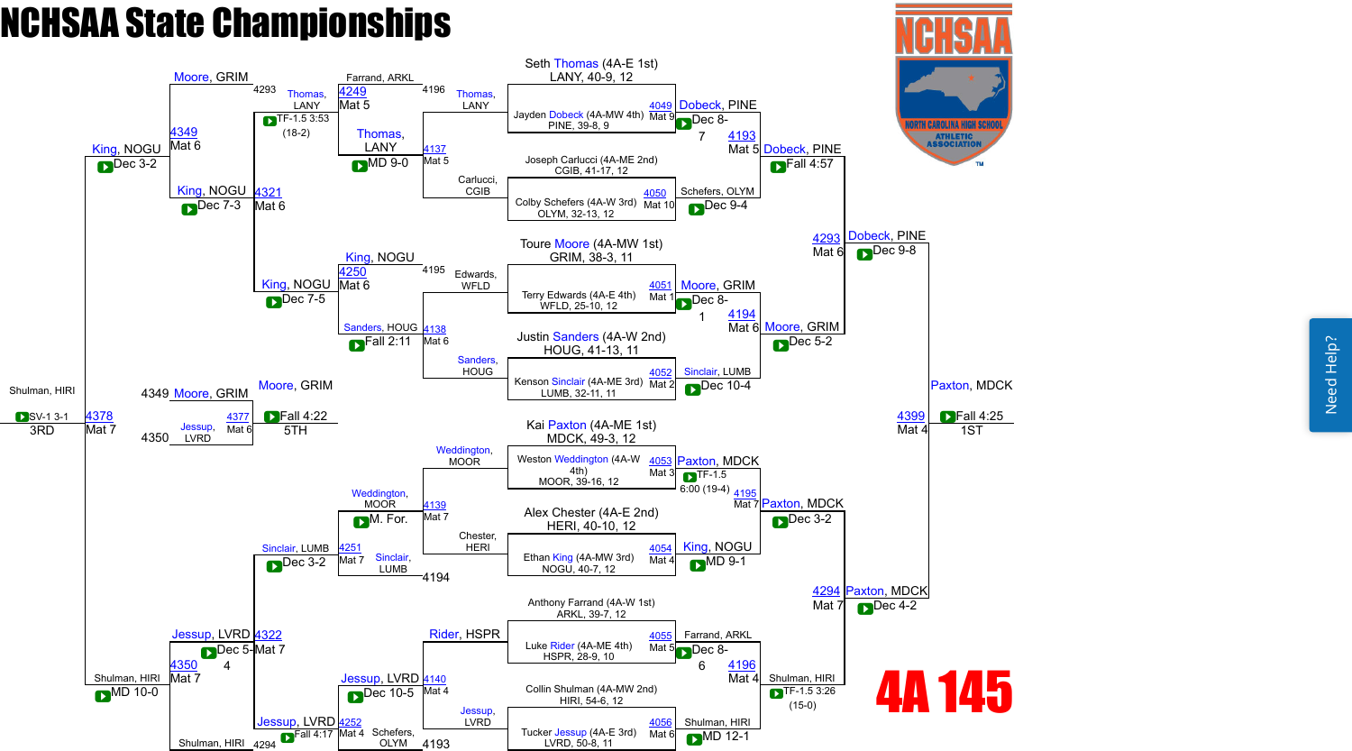# NCHSAA State Championships

## 4A 145

### Championship Bracket

**Seth Thomas (4A-E 1st)** LANY, 40-9, 12 vs **Jayden Dobeck (4A-MW 4th)** PINE, 39-8, 9 — 4049, Mat 9: Dobeck, PINE — Dec 8-7

**Joseph Carlucci (4A-ME 2nd)** CGIB, 41-17, 12 vs **Colby Schefers (4A-W 3rd)** OLYM, 32-13, 12 — 4050, Mat 10: Schefers, OLYM — Dec 9-4

**Toure Moore (4A-MW 1st)** GRIM, 38-3, 11 vs **Terry Edwards (4A-E 4th)** WFLD, 25-10, 12 — 4051, Mat 1: Moore, GRIM — Dec 8-1

**Justin Sanders (4A-W 2nd)** HOUG, 41-13, 11 vs **Kenson Sinclair (4A-ME 3rd)** LUMB, 32-11, 11 — 4052, Mat 2: Sinclair, LUMB — Dec 10-4

**Kai Paxton (4A-ME 1st)** MDCK, 49-3, 12 vs **Weston Weddington (4A-W 4th)** MOOR, 39-16, 12 — 4053, Mat 3: Paxton, MDCK — TF-1.5 6:00 (19-4)

**Alex Chester (4A-E 2nd)** HERI, 40-10, 12 vs **Ethan King (4A-MW 3rd)** NOGU, 40-7, 12 — 4054, Mat 4: King, NOGU — MD 9-1

**Anthony Farrand (4A-W 1st)** ARKL, 39-7, 12 vs **Luke Rider (4A-ME 4th)** HSPR, 28-9, 10 — 4055, Mat 5: Farrand, ARKL — Dec 8-6

**Collin Shulman (4A-MW 2nd)** HIRI, 54-6, 12 vs **Tucker Jessup (4A-E 3rd)** LVRD, 50-8, 11 — 4056, Mat 6: Shulman, HIRI — MD 12-1

#### Quarterfinals

- 4193, Mat 5: Dobeck, PINE — Fall 4:57
- 4194, Mat 6: Moore, GRIM — Dec 5-2
- 4195, Mat 7: Paxton, MDCK — Dec 3-2
- 4196, Mat 4: Shulman, HIRI — TF-1.5 3:26 (15-0)

#### Semifinals

- 4293, Mat 6: Dobeck, PINE — Dec 9-8
- 4294, Mat 7: Paxton, MDCK — Dec 4-2

#### Final

- 4399, Mat 4: Paxton, MDCK — Fall 4:25 — **1ST**

### Consolation Bracket

- 4137, Mat 5: Thomas, LANY vs Carlucci, CGIB — Thomas, LANY — MD 9-0
- 4138, Mat 6: Edwards, WFLD vs Sanders, HOUG — Sanders, HOUG — Fall 2:11
- 4139, Mat 7: Weddington, MOOR vs Chester, HERI — Weddington, MOOR — M. For.
- 4140, Mat 4: Rider, HSPR vs Jessup, LVRD — Jessup, LVRD — Dec 10-5
- 4249, Mat 5: Farrand, ARKL vs Thomas, LANY — 4196 — Thomas, LANY — TF-1.5 3:53 (18-2)
- 4250, Mat 6: King, NOGU vs Sanders, HOUG — 4195 — King, NOGU — Dec 7-5
- 4251, Mat 7: Weddington, MOOR vs Sinclair, LUMB — 4194 — Sinclair, LUMB — Dec 3-2
- 4252, Mat 4: Jessup, LVRD vs Schefers, OLYM — 4193 — Jessup, LVRD — Fall 4:17
- 4321, Mat 6: Thomas, LANY vs King, NOGU — King, NOGU — Dec 7-3
- 4322, Mat 7: Sinclair, LUMB vs Jessup, LVRD — Jessup, LVRD — Dec 5-4
- 4349, Mat 6: Moore, GRIM (4293) vs King, NOGU — King, NOGU — Dec 3-2
- 4350, Mat 7: Jessup, LVRD vs Shulman, HIRI (4294) — Shulman, HIRI — MD 10-0

#### 5th Place

- 4377, Mat 6: Moore, GRIM (4349) vs Jessup, LVRD (4350) — Moore, GRIM — Fall 4:22 — **5TH**

#### 3rd Place

- 4378, Mat 7: King, NOGU vs Shulman, HIRI — Shulman, HIRI — SV-1 3-1 — **3RD**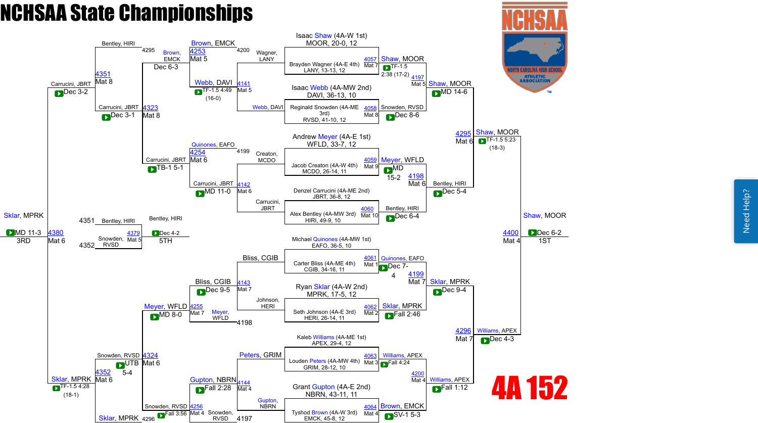# NCHSAA State Championships

## 4A 152

### Championship Bracket

**Top half**

- Isaac Shaw (4A-W 1st), MOOR, 20-0, 12 vs. Brayden Wagner (4A-E 4th), LANY, 13-13, 12 — Match 4057, Mat 7: Shaw, MOOR, TF-1.5 2:38 (17-2)
- Isaac Webb (4A-MW 2nd), DAVI, 36-13, 10 vs. Reginald Snowden (4A-ME 3rd), RVSD, 41-10, 12 — Match 4058, Mat 8: Snowden, RVSD, Dec 8-6
- Match 4197, Mat 5: Shaw, MOOR, MD 14-6
- Andrew Meyer (4A-E 1st), WFLD, 33-7, 12 vs. Jacob Creaton (4A-W 4th), MCDO, 26-14, 11 — Match 4059, Mat 9: Meyer, WFLD, MD 15-2
- Denzel Carrucini (4A-ME 2nd), JBRT, 36-8, 12 vs. Alex Bentley (4A-MW 3rd), HIRI, 49-9, 10 — Match 4060, Mat 10: Bentley, HIRI, Dec 6-4
- Match 4198, Mat 6: Bentley, HIRI, Dec 5-4
- Match 4295, Mat 6: Shaw, MOOR, TF-1.5 5:23 (18-3)

**Bottom half**

- Michael Quinones (4A-MW 1st), EAFO, 36-5, 10 vs. Carter Bliss (4A-ME 4th), CGIB, 34-16, 11 — Match 4061, Mat 1: Quinones, EAFO, Dec 7-4
- Ryan Sklar (4A-W 2nd), MPRK, 17-5, 12 vs. Seth Johnson (4A-E 3rd), HERI, 26-14, 11 — Match 4062, Mat 2: Sklar, MPRK, Fall 2:46
- Match 4199, Mat 7: Sklar, MPRK, Dec 9-4
- Kaleb Williams (4A-ME 1st), APEX, 29-4, 12 vs. Louden Peters (4A-MW 4th), GRIM, 28-12, 10 — Match 4063, Mat 3: Williams, APEX, Fall 4:24
- Grant Gupton (4A-E 2nd), NBRN, 43-11, 11 vs. Tyshod Brown (4A-W 3rd), EMCK, 45-8, 12 — Match 4064, Mat 4: Brown, EMCK, SV-1 5-3
- Match 4200, Mat 4: Williams, APEX, Fall 1:12
- Match 4296, Mat 7: Williams, APEX, Dec 4-3

**Final**

- Match 4400, Mat 4: Shaw, MOOR, Dec 6-2 — **1ST**

### Consolation Bracket

- Match 4141, Mat 5: Wagner, LANY vs. Webb, DAVI — Webb, DAVI, TF-1.5 4:49 (16-0)
- Match 4142, Mat 6: Creaton, MCDO vs. Carrucini, JBRT — Carrucini, JBRT, MD 11-0
- Match 4143, Mat 7: Bliss, CGIB vs. Johnson, HERI — Bliss, CGIB, Dec 9-5
- Match 4144, Mat 4: Peters, GRIM vs. Gupton, NBRN — Gupton, NBRN, Fall 2:28
- Match 4253, Mat 5: Brown, EMCK (loser of 4200) vs. Webb, DAVI — Brown, EMCK, Dec 6-3
- Match 4254, Mat 6: Quinones, EAFO (loser of 4199) vs. Carrucini, JBRT — Carrucini, JBRT, TB-1 5-1
- Match 4255, Mat 7: Bliss, CGIB vs. Meyer, WFLD (loser of 4198) — Meyer, WFLD, MD 8-0
- Match 4256, Mat 4: Gupton, NBRN vs. Snowden, RVSD (loser of 4197) — Snowden, RVSD, Fall 3:56
- Match 4323, Mat 8: Carrucini, JBRT, Dec 3-1
- Match 4324, Mat 6: Snowden, RVSD, UTB 5-4
- Match 4351, Mat 8: Bentley, HIRI (loser of 4295) vs. Carrucini, JBRT — Carrucini, JBRT, Dec 3-2
- Match 4352, Mat 6: Snowden, RVSD vs. Sklar, MPRK (loser of 4296) — Sklar, MPRK, TF-1.5 4:28 (18-1)

**5th Place**

- Match 4379, Mat 5: Bentley, HIRI (loser of 4351) vs. Snowden, RVSD (loser of 4352) — Bentley, HIRI, Dec 4-2 — **5TH**

**3rd Place**

- Match 4380, Mat 6: Carrucini, JBRT vs. Sklar, MPRK — Sklar, MPRK, MD 11-3 — **3RD**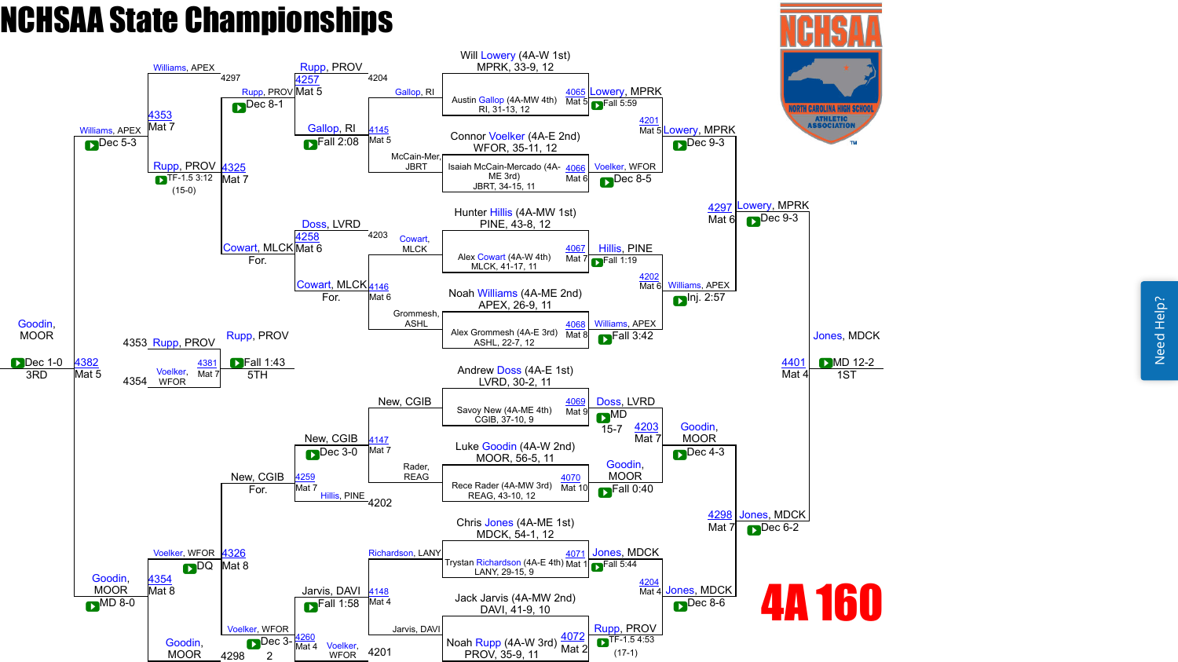# NCHSAA State Championships

## 4A 160

### Championship Bracket

| Match | Mat | Wrestler A | Wrestler B | Winner | Result |
|---|---|---|---|---|---|
| 4065 | Mat 5 | Will Lowery (4A-W 1st), MPRK, 33-9, 12 | Austin Gallop (4A-MW 4th), RI, 31-13, 12 | Lowery, MPRK | Fall 5:59 |
| 4066 | Mat 6 | Connor Voelker (4A-E 2nd), WFOR, 35-11, 12 | Isaiah McCain-Mercado (4A-ME 3rd), JBRT, 34-15, 11 | Voelker, WFOR | Dec 8-5 |
| 4067 | Mat 7 | Hunter Hillis (4A-MW 1st), PINE, 43-8, 12 | Alex Cowart (4A-W 4th), MLCK, 41-17, 11 | Hillis, PINE | Fall 1:19 |
| 4068 | Mat 8 | Noah Williams (4A-ME 2nd), APEX, 26-9, 11 | Alex Grommesh (4A-E 3rd), ASHL, 22-7, 12 | Williams, APEX | Fall 3:42 |
| 4069 | Mat 9 | Andrew Doss (4A-E 1st), LVRD, 30-2, 11 | Savoy New (4A-ME 4th), CGIB, 37-10, 9 | Doss, LVRD | MD 15-7 |
| 4070 | Mat 10 | Luke Goodin (4A-W 2nd), MOOR, 56-5, 11 | Rece Rader (4A-MW 3rd), REAG, 43-10, 12 | Goodin, MOOR | Fall 0:40 |
| 4071 | Mat 1 | Chris Jones (4A-ME 1st), MDCK, 54-1, 12 | Trystan Richardson (4A-E 4th), LANY, 29-15, 9 | Jones, MDCK | Fall 5:44 |
| 4072 | Mat 2 | Jack Jarvis (4A-MW 2nd), DAVI, 41-9, 10 | Noah Rupp (4A-W 3rd), PROV, 35-9, 11 | Rupp, PROV | TF-1.5 4:53 (17-1) |
| 4201 | Mat 5 | Lowery, MPRK | Voelker, WFOR | Lowery, MPRK | Dec 9-3 |
| 4202 | Mat 6 | Hillis, PINE | Williams, APEX | Williams, APEX | Inj. 2:57 |
| 4203 | Mat 7 | Doss, LVRD | Goodin, MOOR | Goodin, MOOR | Dec 4-3 |
| 4204 | Mat 4 | Jones, MDCK | Rupp, PROV | Jones, MDCK | Dec 8-6 |
| 4297 | Mat 6 | Lowery, MPRK | Williams, APEX | Lowery, MPRK | Dec 9-3 |
| 4298 | Mat 7 | Goodin, MOOR | Jones, MDCK | Jones, MDCK | Dec 6-2 |
| 4401 | Mat 4 | Lowery, MPRK | Jones, MDCK | Jones, MDCK (1ST) | MD 12-2 |

### Consolation Bracket

| Match | Mat | Wrestler A | Wrestler B | Winner | Result |
|---|---|---|---|---|---|
| 4145 | Mat 5 | Gallop, RI | McCain-Mer, JBRT | Gallop, RI | Fall 2:08 |
| 4146 | Mat 6 | Cowart, MLCK | Grommesh, ASHL | Cowart, MLCK | For. |
| 4147 | Mat 7 | New, CGIB | Rader, REAG | New, CGIB | Dec 3-0 |
| 4148 | Mat 4 | Richardson, LANY | Jarvis, DAVI | Jarvis, DAVI | Fall 1:58 |
| 4257 | Mat 5 | Gallop, RI (4204) | Rupp, PROV | Rupp, PROV | Dec 8-1 |
| 4258 | Mat 6 | Cowart, MLCK (4203) | Doss, LVRD | Cowart, MLCK | For. |
| 4259 | Mat 7 | New, CGIB | Hillis, PINE (4202) | New, CGIB | For. |
| 4260 | Mat 4 | Jarvis, DAVI | Voelker, WFOR (4201) | Voelker, WFOR | Dec 3-2 |
| 4325 | Mat 7 | Rupp, PROV | Cowart, MLCK | Rupp, PROV | TF-1.5 3:12 (15-0) |
| 4326 | Mat 8 | New, CGIB | Voelker, WFOR | Voelker, WFOR | DQ |
| 4353 | Mat 7 | Williams, APEX (4297) | Rupp, PROV | Williams, APEX | Dec 5-3 |
| 4354 | Mat 8 | Voelker, WFOR | Goodin, MOOR (4298) | Goodin, MOOR | MD 8-0 |
| 4381 | Mat 7 | Rupp, PROV (4353) | Voelker, WFOR (4354) | Rupp, PROV (5TH) | Fall 1:43 |
| 4382 | Mat 5 | Williams, APEX | Goodin, MOOR | Goodin, MOOR (3RD) | Dec 1-0 |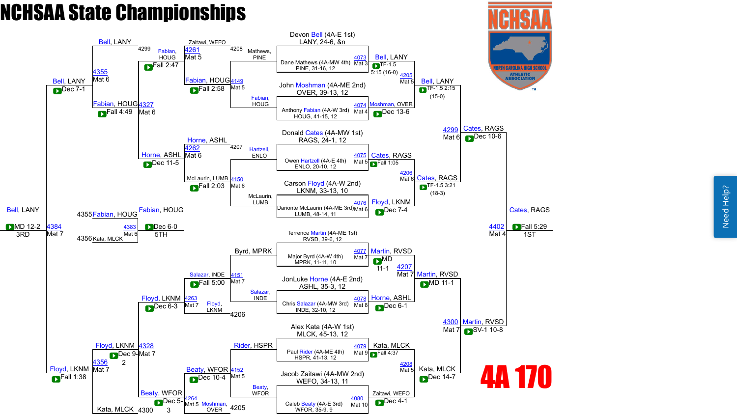# NCHSAA State Championships

**4A 170**

## Championship Bracket

### Round 1

| Bout | Mat | Wrestler 1 | Wrestler 2 | Winner | Result |
|---|---|---|---|---|---|
| 4073 | Mat 3 | Devon Bell (4A-E 1st), LANY, 24-6, &n | Dane Mathews (4A-MW 4th), PINE, 31-16, 12 | Bell, LANY | TF-1.5 5:15 (16-0) |
| 4074 | Mat 4 | John Moshman (4A-ME 2nd), OVER, 39-13, 12 | Anthony Fabian (4A-W 3rd), HOUG, 41-15, 12 | Moshman, OVER | Dec 13-6 |
| 4075 | Mat 5 | Donald Cates (4A-MW 1st), RAGS, 24-1, 12 | Owen Hartzell (4A-E 4th), ENLO, 20-10, 12 | Cates, RAGS | Fall 1:05 |
| 4076 | Mat 6 | Carson Floyd (4A-W 2nd), LKNM, 33-13, 10 | Darionte McLaurin (4A-ME 3rd), LUMB, 48-14, 11 | Floyd, LKNM | Dec 7-4 |
| 4077 | Mat 7 | Terrence Martin (4A-ME 1st), RVSD, 39-6, 12 | Major Byrd (4A-W 4th), MPRK, 11-11, 10 | Martin, RVSD | MD 11-1 |
| 4078 | Mat 8 | JonLuke Horne (4A-E 2nd), ASHL, 35-3, 12 | Chris Salazar (4A-MW 3rd), INDE, 32-10, 12 | Horne, ASHL | Dec 6-1 |
| 4079 | Mat 9 | Alex Kata (4A-W 1st), MLCK, 45-13, 12 | Paul Rider (4A-ME 4th), HSPR, 41-13, 12 | Kata, MLCK | Fall 4:37 |
| 4080 | Mat 10 | Jacob Zaitawi (4A-MW 2nd), WEFO, 34-13, 11 | Caleb Beaty (4A-E 3rd), WFOR, 35-9, 9 | Zaitawi, WEFO | Dec 4-1 |

### Quarterfinals

| Bout | Mat | Winner | Result |
|---|---|---|---|
| 4205 | Mat 5 | Bell, LANY | TF-1.5 2:15 (15-0) |
| 4206 | Mat 6 | Cates, RAGS | TF-1.5 3:21 (18-3) |
| 4207 | Mat 7 | Martin, RVSD | MD 11-1 |
| 4208 | Mat 5 | Kata, MLCK | Dec 14-7 |

### Semifinals

| Bout | Mat | Winner | Result |
|---|---|---|---|
| 4299 | Mat 6 | Cates, RAGS | Dec 10-6 |
| 4300 | Mat 7 | Martin, RVSD | SV-1 10-8 |

### Final

| Bout | Mat | Winner | Result |
|---|---|---|---|
| 4402 | Mat 4 | Cates, RAGS (1ST) | Fall 5:29 |

## Consolation Bracket

| Bout | Mat | Wrestler 1 | Wrestler 2 | Winner | Result |
|---|---|---|---|---|---|
| 4149 | Mat 5 | Mathews, PINE (4208) | Fabian, HOUG | Fabian, HOUG | Fall 2:58 |
| 4150 | Mat 6 | Hartzell, ENLO (4207) | McLaurin, LUMB | McLaurin, LUMB | Fall 2:03 |
| 4151 | Mat 7 | Byrd, MPRK | Salazar, INDE | Salazar, INDE | Fall 5:00 |
| 4152 | Mat 5 | Rider, HSPR | Beaty, WFOR | Beaty, WFOR | Dec 10-4 |
| 4261 | Mat 5 | Zaitawi, WEFO | Fabian, HOUG (4299) | Fabian, HOUG | Fall 2:47 |
| 4262 | Mat 6 | Horne, ASHL | McLaurin, LUMB | Horne, ASHL | Dec 11-5 |
| 4263 | Mat 7 | Salazar, INDE | Floyd, LKNM (4206) | Floyd, LKNM | Dec 6-3 |
| 4264 | Mat 5 | Beaty, WFOR | Moshman, OVER (4205) | Beaty, WFOR | Dec 5-3 |
| 4327 | Mat 6 | Fabian, HOUG | Horne, ASHL | Fabian, HOUG | Fall 4:49 |
| 4328 | Mat 7 | Floyd, LKNM | Beaty, WFOR | Floyd, LKNM | Dec 9-2 |
| 4355 | Mat 6 | Bell, LANY | Fabian, HOUG | Bell, LANY | Dec 7-1 |
| 4356 | Mat 7 | Floyd, LKNM | Kata, MLCK (4300) | Floyd, LKNM | Fall 1:38 |
| 4383 | Mat 6 | Fabian, HOUG (4355) | Kata, MLCK (4356) | Fabian, HOUG (5TH) | Dec 6-0 |
| 4384 | Mat 7 | Bell, LANY | Floyd, LKNM | Bell, LANY (3RD) | MD 12-2 |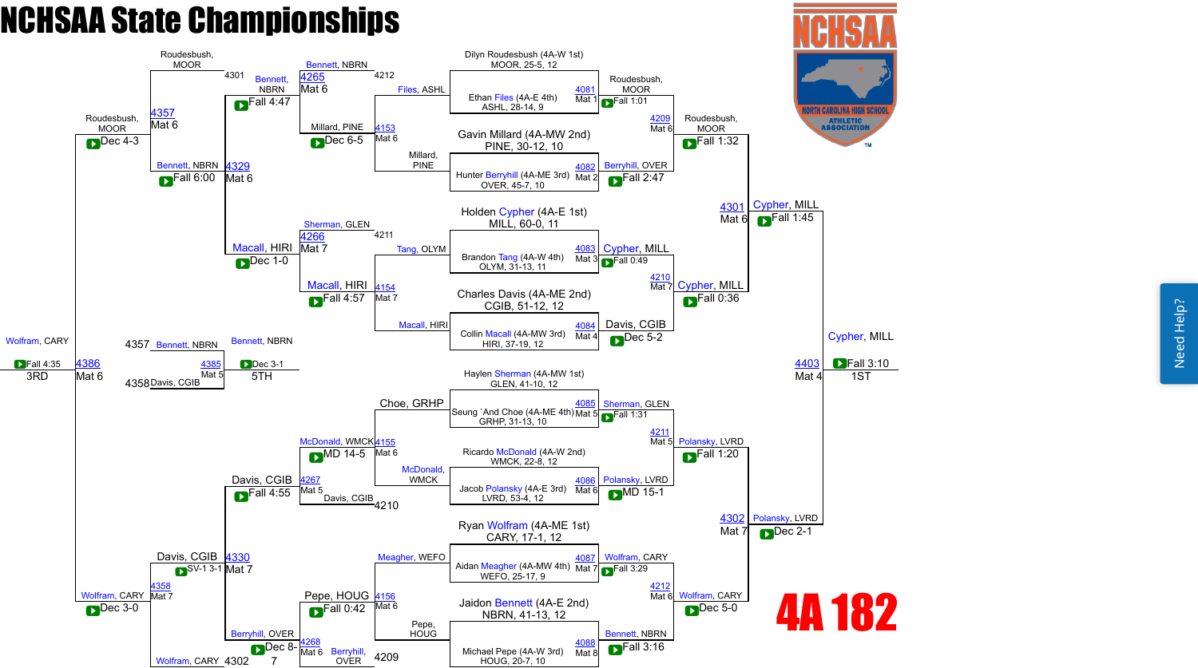# NCHSAA State Championships

## 4A 182

### Championship Bracket – First Round

| Bout | Mat | Wrestler 1 | Wrestler 2 | Winner | Result |
|---|---|---|---|---|---|
| 4081 | Mat 1 | Dilyn Roudesbush (4A-W 1st) MOOR, 25-5, 12 | Ethan Files (4A-E 4th) ASHL, 28-14, 9 | Roudesbush, MOOR | Fall 1:01 |
| 4082 | Mat 2 | Gavin Millard (4A-MW 2nd) PINE, 30-12, 10 | Hunter Berryhill (4A-ME 3rd) OVER, 45-7, 10 | Berryhill, OVER | Fall 2:47 |
| 4083 | Mat 3 | Holden Cypher (4A-E 1st) MILL, 60-0, 11 | Brandon Tang (4A-W 4th) OLYM, 31-13, 11 | Cypher, MILL | Fall 0:49 |
| 4084 | Mat 4 | Charles Davis (4A-ME 2nd) CGIB, 51-12, 12 | Collin Macall (4A-MW 3rd) HIRI, 37-19, 12 | Davis, CGIB | Dec 5-2 |
| 4085 | Mat 5 | Haylen Sherman (4A-MW 1st) GLEN, 41-10, 12 | Seung `And Choe (4A-ME 4th) GRHP, 31-13, 10 | Sherman, GLEN | Fall 1:31 |
| 4086 | Mat 6 | Ricardo McDonald (4A-W 2nd) WMCK, 22-8, 12 | Jacob Polansky (4A-E 3rd) LVRD, 53-4, 12 | Polansky, LVRD | MD 15-1 |
| 4087 | Mat 7 | Ryan Wolfram (4A-ME 1st) CARY, 17-1, 12 | Aidan Meagher (4A-MW 4th) WEFO, 25-17, 9 | Wolfram, CARY | Fall 3:29 |
| 4088 | Mat 8 | Jaidon Bennett (4A-E 2nd) NBRN, 41-13, 12 | Michael Pepe (4A-W 3rd) HOUG, 20-7, 10 | Bennett, NBRN | Fall 3:16 |

### Championship Bracket – Quarterfinals

| Bout | Mat | Wrestler 1 | Wrestler 2 | Winner | Result |
|---|---|---|---|---|---|
| 4209 | Mat 6 | Roudesbush, MOOR | Berryhill, OVER | Roudesbush, MOOR | Fall 1:32 |
| 4210 | Mat 7 | Cypher, MILL | Davis, CGIB | Cypher, MILL | Fall 0:36 |
| 4211 | Mat 5 | Sherman, GLEN | Polansky, LVRD | Polansky, LVRD | Fall 1:20 |
| 4212 | Mat 6 | Wolfram, CARY | Bennett, NBRN | Wolfram, CARY | Dec 5-0 |

### Championship Bracket – Semifinals

| Bout | Mat | Wrestler 1 | Wrestler 2 | Winner | Result |
|---|---|---|---|---|---|
| 4301 | Mat 6 | Roudesbush, MOOR | Cypher, MILL | Cypher, MILL | Fall 1:45 |
| 4302 | Mat 7 | Polansky, LVRD | Wolfram, CARY | Polansky, LVRD | Dec 2-1 |

### Championship Final (1ST)

| Bout | Mat | Wrestler 1 | Wrestler 2 | Winner | Result |
|---|---|---|---|---|---|
| 4403 | Mat 4 | Cypher, MILL | Polansky, LVRD | Cypher, MILL | Fall 3:10 |

### Consolation Bracket

| Bout | Mat | Wrestler 1 | Wrestler 2 | Winner | Result |
|---|---|---|---|---|---|
| 4153 | Mat 6 | Files, ASHL | Millard, PINE | Millard, PINE | Dec 6-5 |
| 4154 | Mat 7 | Tang, OLYM | Macall, HIRI | Macall, HIRI | Fall 4:57 |
| 4155 | Mat 6 | Choe, GRHP | McDonald, WMCK | McDonald, WMCK | MD 14-5 |
| 4156 | Mat 6 | Meagher, WEFO | Pepe, HOUG | Pepe, HOUG | Fall 0:42 |
| 4265 | Mat 6 | Bennett, NBRN (4212) | Millard, PINE | Bennett, NBRN | Fall 4:47 |
| 4266 | Mat 7 | Sherman, GLEN (4211) | Macall, HIRI | Macall, HIRI | Dec 1-0 |
| 4267 | Mat 5 | McDonald, WMCK | Davis, CGIB (4210) | Davis, CGIB | Fall 4:55 |
| 4268 | Mat 6 | Pepe, HOUG | Berryhill, OVER (4209) | Berryhill, OVER | Dec 8-7 |
| 4329 | Mat 6 | Bennett, NBRN | Macall, HIRI | Bennett, NBRN | Fall 6:00 |
| 4330 | Mat 7 | Davis, CGIB | Berryhill, OVER | Davis, CGIB | SV-1 3-1 |
| 4357 | Mat 6 | Roudesbush, MOOR (4301) | Bennett, NBRN | Roudesbush, MOOR | Dec 4-3 |
| 4358 | Mat 7 | Davis, CGIB | Wolfram, CARY (4302) | Wolfram, CARY | Dec 3-0 |

### 3RD Place

| Bout | Mat | Wrestler 1 | Wrestler 2 | Winner | Result |
|---|---|---|---|---|---|
| 4386 | Mat 6 | Roudesbush, MOOR | Wolfram, CARY | Wolfram, CARY | Fall 4:35 |

### 5TH Place

| Bout | Mat | Wrestler 1 | Wrestler 2 | Winner | Result |
|---|---|---|---|---|---|
| 4385 | Mat 5 | Bennett, NBRN (4357) | Davis, CGIB (4358) | Bennett, NBRN | Dec 3-1 |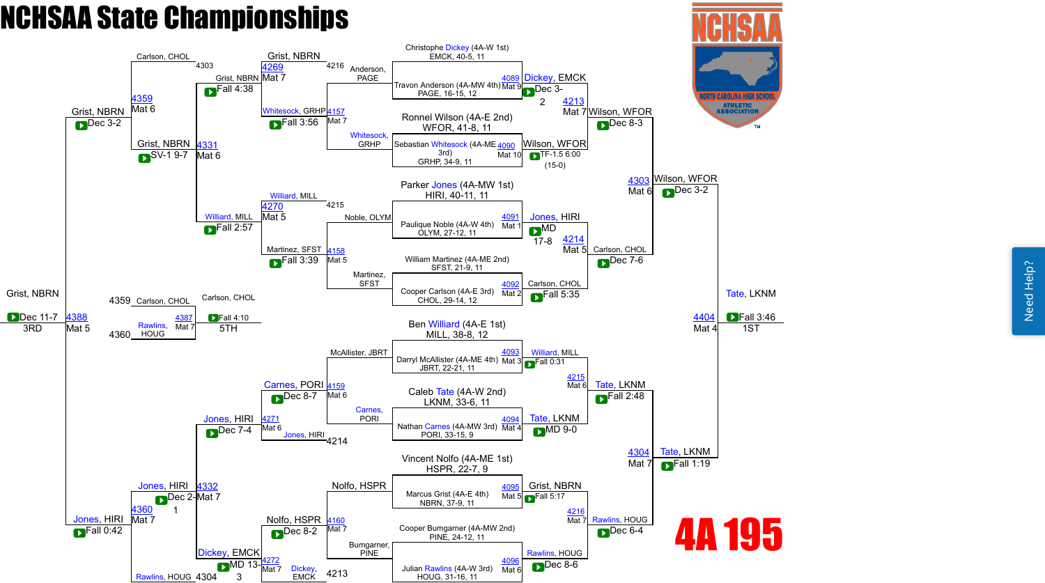# NCHSAA State Championships

## 4A 195

### First Round (Championship Bracket)

| Bout | Mat | Wrestler 1 | Wrestler 2 | Winner | Result |
|---|---|---|---|---|---|
| 4089 | Mat 9 | Christophe Dickey (4A-W 1st) EMCK, 40-5, 11 | Travon Anderson (4A-MW 4th) PAGE, 16-15, 12 | Dickey, EMCK | Dec 3-2 |
| 4090 | Mat 10 | Ronnel Wilson (4A-E 2nd) WFOR, 41-8, 11 | Sebastian Whitesock (4A-ME 3rd) GRHP, 34-9, 11 | Wilson, WFOR | TF-1.5 6:00 (15-0) |
| 4091 | Mat 1 | Parker Jones (4A-MW 1st) HIRI, 40-11, 11 | Paulique Noble (4A-W 4th) OLYM, 27-12, 11 | Jones, HIRI | MD 17-8 |
| 4092 | Mat 2 | William Martinez (4A-ME 2nd) SFST, 21-9, 11 | Cooper Carlson (4A-E 3rd) CHOL, 29-14, 12 | Carlson, CHOL | Fall 5:35 |
| 4093 | Mat 3 | Ben Williard (4A-E 1st) MILL, 38-8, 12 | Darryl McAllister (4A-ME 4th) JBRT, 22-21, 11 | Williard, MILL | Fall 0:31 |
| 4094 | Mat 4 | Caleb Tate (4A-W 2nd) LKNM, 33-6, 11 | Nathan Carnes (4A-MW 3rd) PORI, 33-15, 9 | Tate, LKNM | MD 9-0 |
| 4095 | Mat 5 | Vincent Nolfo (4A-ME 1st) HSPR, 22-7, 9 | Marcus Grist (4A-E 4th) NBRN, 37-9, 11 | Grist, NBRN | Fall 5:17 |
| 4096 | Mat 6 | Cooper Bumgarner (4A-MW 2nd) PINE, 24-12, 11 | Julian Rawlins (4A-W 3rd) HOUG, 31-16, 11 | Rawlins, HOUG | Dec 8-6 |

### Quarterfinals

| Bout | Mat | Wrestler 1 | Wrestler 2 | Winner | Result |
|---|---|---|---|---|---|
| 4213 | Mat 7 | Dickey, EMCK | Wilson, WFOR | Wilson, WFOR | Dec 8-3 |
| 4214 | Mat 5 | Jones, HIRI | Carlson, CHOL | Carlson, CHOL | Dec 7-6 |
| 4215 | Mat 6 | Williard, MILL | Tate, LKNM | Tate, LKNM | Fall 2:48 |
| 4216 | Mat 7 | Grist, NBRN | Rawlins, HOUG | Rawlins, HOUG | Dec 6-4 |

### Semifinals

| Bout | Mat | Wrestler 1 | Wrestler 2 | Winner | Result |
|---|---|---|---|---|---|
| 4303 | Mat 6 | Wilson, WFOR | Carlson, CHOL | Wilson, WFOR | Dec 3-2 |
| 4304 | Mat 7 | Tate, LKNM | Rawlins, HOUG | Tate, LKNM | Fall 1:19 |

### Final (1st)

| Bout | Mat | Wrestler 1 | Wrestler 2 | Winner | Result |
|---|---|---|---|---|---|
| 4404 | Mat 4 | Wilson, WFOR | Tate, LKNM | Tate, LKNM | Fall 3:46 |

### Consolation Bracket

| Bout | Mat | Wrestler 1 | Wrestler 2 | Winner | Result |
|---|---|---|---|---|---|
| 4157 | Mat 7 | Anderson, PAGE | Whitesock, GRHP | Whitesock, GRHP | Fall 3:56 |
| 4158 | Mat 5 | Noble, OLYM | Martinez, SFST | Martinez, SFST | Fall 3:39 |
| 4159 | Mat 6 | McAllister, JBRT | Carnes, PORI | Carnes, PORI | Dec 8-7 |
| 4160 | Mat 7 | Nolfo, HSPR | Bumgarner, PINE | Nolfo, HSPR | Dec 8-2 |
| 4269 | Mat 7 | Grist, NBRN (L 4216) | Whitesock, GRHP | Grist, NBRN | Fall 4:38 |
| 4270 | Mat 5 | Williard, MILL (L 4215) | Martinez, SFST | Williard, MILL | Fall 2:57 |
| 4271 | Mat 6 | Carnes, PORI | Jones, HIRI (L 4214) | Jones, HIRI | Dec 7-4 |
| 4272 | Mat 7 | Nolfo, HSPR | Dickey, EMCK (L 4213) | Dickey, EMCK | MD 13-3 |
| 4331 | Mat 6 | Carlson, CHOL (L 4303) | Grist, NBRN | Grist, NBRN | SV-1 9-7 |
| 4332 | Mat 7 | Jones, HIRI | Rawlins, HOUG (L 4304) | Jones, HIRI | Dec 2-1 |
| 4359 | Mat 6 | Grist, NBRN | Williard, MILL | Grist, NBRN | Dec 3-2 |
| 4360 | Mat 7 | Jones, HIRI | Dickey, EMCK | Jones, HIRI | Fall 0:42 |

### 3rd Place

| Bout | Mat | Wrestler 1 | Wrestler 2 | Winner | Result |
|---|---|---|---|---|---|
| 4388 | Mat 5 | Grist, NBRN | Jones, HIRI | Grist, NBRN | Dec 11-7 |

### 5th Place

| Bout | Mat | Wrestler 1 | Wrestler 2 | Winner | Result |
|---|---|---|---|---|---|
| 4387 | Mat 7 | Carlson, CHOL (L 4359) | Rawlins, HOUG (L 4360) | Carlson, CHOL | Fall 4:10 |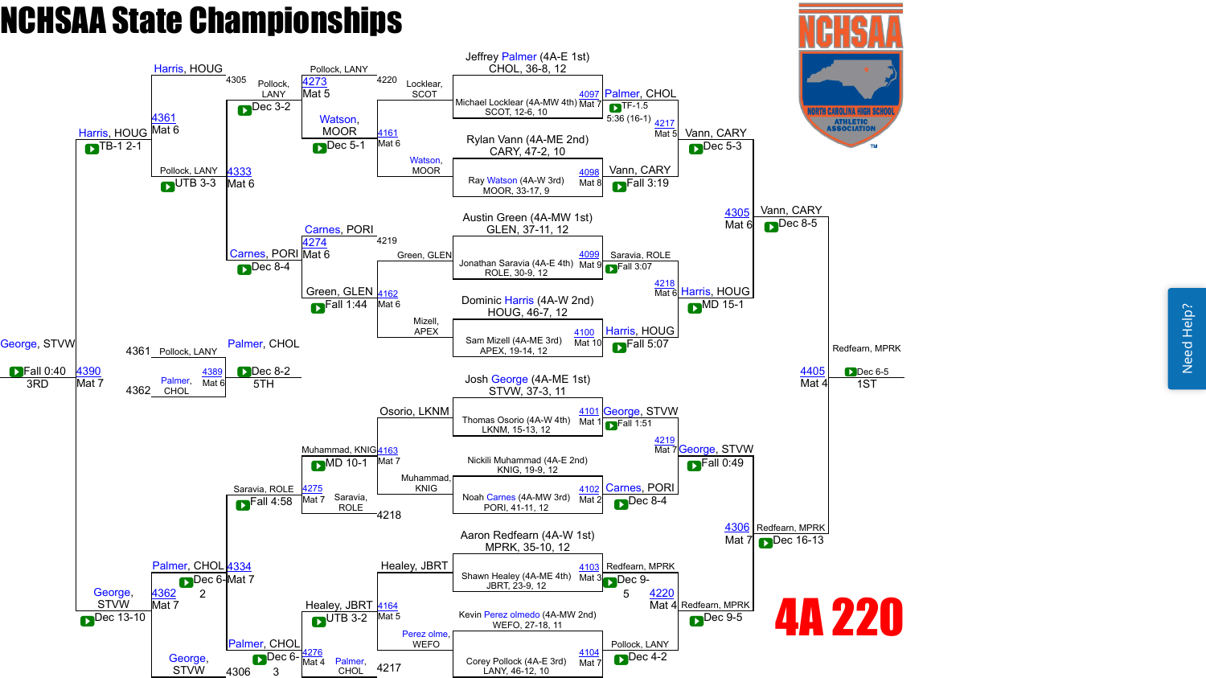# NCHSAA State Championships

## 4A 220

### Championship Bracket – Top Half

**Bout 4097 (Mat 7):** Jeffrey Palmer (4A-E 1st) CHOL, 36-8, 12 vs. Michael Locklear (4A-MW 4th) SCOT, 12-6, 10 — Palmer, CHOL, TF-1.5 5:36 (16-1)

**Bout 4098 (Mat 8):** Rylan Vann (4A-ME 2nd) CARY, 47-2, 10 vs. Ray Watson (4A-W 3rd) MOOR, 33-17, 9 — Vann, CARY, Fall 3:19

**Bout 4099 (Mat 9):** Austin Green (4A-MW 1st) GLEN, 37-11, 12 vs. Jonathan Saravia (4A-E 4th) ROLE, 30-9, 12 — Saravia, ROLE, Fall 3:07

**Bout 4100 (Mat 10):** Dominic Harris (4A-W 2nd) HOUG, 46-7, 12 vs. Sam Mizell (4A-ME 3rd) APEX, 19-14, 12 — Harris, HOUG, Fall 5:07

**Bout 4217 (Mat 5):** Palmer, CHOL vs. Vann, CARY — Vann, CARY, Dec 5-3

**Bout 4218 (Mat 6):** Saravia, ROLE vs. Harris, HOUG — Harris, HOUG, MD 15-1

**Bout 4305 (Mat 6):** Vann, CARY vs. Harris, HOUG — Vann, CARY, Dec 8-5

### Championship Bracket – Bottom Half

**Bout 4101 (Mat 1):** Josh George (4A-ME 1st) STVW, 37-3, 11 vs. Thomas Osorio (4A-W 4th) LKNM, 15-13, 12 — George, STVW, Fall 1:51

**Bout 4102 (Mat 2):** Nickili Muhammad (4A-E 2nd) KNIG, 19-9, 12 vs. Noah Carnes (4A-MW 3rd) PORI, 41-11, 12 — Carnes, PORI, Dec 8-4

**Bout 4103 (Mat 3):** Aaron Redfearn (4A-W 1st) MPRK, 35-10, 12 vs. Shawn Healey (4A-ME 4th) JBRT, 23-9, 12 — Redfearn, MPRK, Dec 9-5

**Bout 4104 (Mat 7):** Kevin Perez olmedo (4A-MW 2nd) WEFO, 27-18, 11 vs. Corey Pollock (4A-E 3rd) LANY, 46-12, 10 — Pollock, LANY, Dec 4-2

**Bout 4219 (Mat 7):** George, STVW vs. Carnes, PORI — George, STVW, Fall 0:49

**Bout 4220 (Mat 4):** Redfearn, MPRK vs. Pollock, LANY — Redfearn, MPRK, Dec 9-5

**Bout 4306 (Mat 7):** George, STVW vs. Redfearn, MPRK — Redfearn, MPRK, Dec 16-13

### Finals

**Bout 4405 (Mat 4):** Vann, CARY vs. Redfearn, MPRK — Redfearn, MPRK, Dec 6-5 — **1ST**

### Consolation Bracket – Top

**Bout 4161 (Mat 6):** Locklear, SCOT vs. Watson, MOOR — Watson, MOOR, Dec 5-1

**Bout 4162 (Mat 6):** Green, GLEN vs. Mizell, APEX — Green, GLEN, Fall 1:44

**Bout 4273 (Mat 5):** Pollock, LANY vs. Watson, MOOR — Pollock, LANY, Dec 3-2

**Bout 4274 (Mat 6):** Carnes, PORI vs. Green, GLEN — Carnes, PORI, Dec 8-4

**Bout 4333 (Mat 6):** Pollock, LANY vs. Carnes, PORI — Pollock, LANY, UTB 3-3

**Bout 4361 (Mat 6):** Harris, HOUG vs. Pollock, LANY — Harris, HOUG, TB-1 2-1

### Consolation Bracket – Bottom

**Bout 4163 (Mat 7):** Osorio, LKNM vs. Muhammad, KNIG — Muhammad, KNIG, MD 10-1

**Bout 4164 (Mat 5):** Healey, JBRT vs. Perez olme, WEFO — Healey, JBRT, UTB 3-2

**Bout 4275 (Mat 7):** Muhammad, KNIG vs. Saravia, ROLE — Saravia, ROLE, Fall 4:58

**Bout 4276 (Mat 4):** Healey, JBRT vs. Palmer, CHOL — Palmer, CHOL, Dec 6-3

**Bout 4334 (Mat 7):** Saravia, ROLE vs. Palmer, CHOL — Palmer, CHOL, Dec 6-2

**Bout 4362 (Mat 7):** Palmer, CHOL vs. George, STVW — George, STVW, Dec 13-10

### Third Place

**Bout 4390 (Mat 7):** Harris, HOUG vs. George, STVW — George, STVW, Fall 0:40 — **3RD**

### Fifth Place

**Bout 4389 (Mat 6):** Pollock, LANY (4361) vs. Palmer, CHOL (4362) — Palmer, CHOL, Dec 8-2 — **5TH**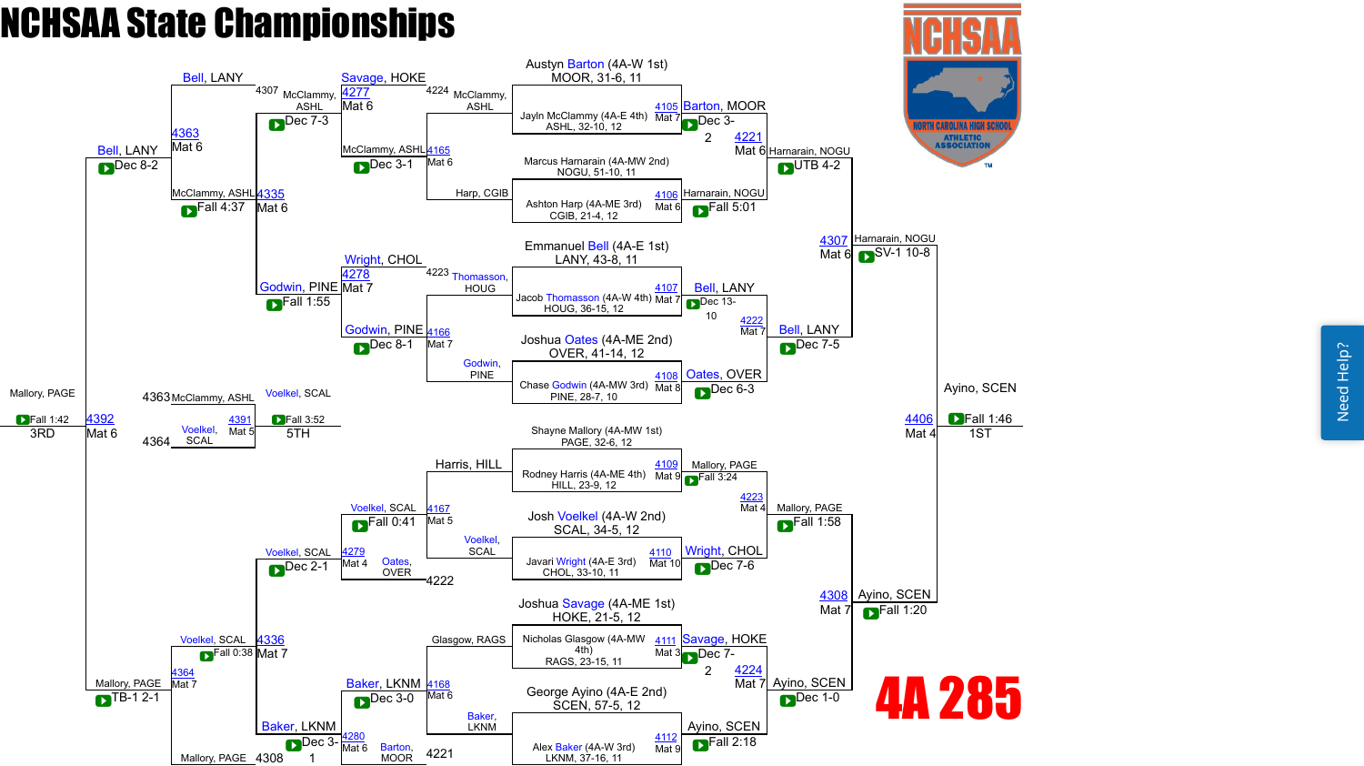# NCHSAA State Championships

## 4A 285

### Championship Bracket

**Top half**

- Austyn Barton (4A-W 1st) MOOR, 31-6, 11
- Jayln McClammy (4A-E 4th) ASHL, 32-10, 12
- 4105 Mat 7: Barton, MOOR — Dec 3-2
- Marcus Harnarain (4A-MW 2nd) NOGU, 51-10, 11
- Ashton Harp (4A-ME 3rd) CGIB, 21-4, 12
- 4106 Mat 6: Harnarain, NOGU — Fall 5:01
- 4221 Mat 6: Harnarain, NOGU — UTB 4-2
- Emmanuel Bell (4A-E 1st) LANY, 43-8, 11
- Jacob Thomasson (4A-W 4th) HOUG, 36-15, 12
- 4107 Mat 7: Bell, LANY — Dec 13-10
- Joshua Oates (4A-ME 2nd) OVER, 41-14, 12
- Chase Godwin (4A-MW 3rd) PINE, 28-7, 10
- 4108 Mat 8: Oates, OVER — Dec 6-3
- 4222 Mat 7: Bell, LANY — Dec 7-5
- 4307 Mat 6: Harnarain, NOGU — SV-1 10-8

**Bottom half**

- Shayne Mallory (4A-MW 1st) PAGE, 32-6, 12
- Rodney Harris (4A-ME 4th) HILL, 23-9, 12
- 4109 Mat 9: Mallory, PAGE — Fall 3:24
- Josh Voelkel (4A-W 2nd) SCAL, 34-5, 12
- Javari Wright (4A-E 3rd) CHOL, 33-10, 11
- 4110 Mat 10: Wright, CHOL — Dec 7-6
- 4223 Mat 4: Mallory, PAGE — Fall 1:58
- Joshua Savage (4A-ME 1st) HOKE, 21-5, 12
- Nicholas Glasgow (4A-MW 4th) RAGS, 23-15, 11
- 4111 Mat 3: Savage, HOKE — Dec 7-2
- George Ayino (4A-E 2nd) SCEN, 57-5, 12
- Alex Baker (4A-W 3rd) LKNM, 37-16, 11
- 4112 Mat 9: Ayino, SCEN — Fall 2:18
- 4224 Mat 7: Ayino, SCEN — Dec 1-0
- 4308 Mat 7: Ayino, SCEN — Fall 1:20

**Final**

- 4406 Mat 4: Ayino, SCEN — Fall 1:46 — 1ST

### Consolation Bracket

- 4224 McClammy, ASHL vs. Harp, CGIB — 4165 Mat 6: McClammy, ASHL — Dec 3-1
- 4223 Thomasson, HOUG vs. Godwin, PINE — 4166 Mat 7: Godwin, PINE — Dec 8-1
- Harris, HILL vs. Voelkel, SCAL — 4167 Mat 5: Voelkel, SCAL — Fall 0:41
- Glasgow, RAGS vs. Baker, LKNM — 4168 Mat 6: Baker, LKNM — Dec 3-0
- 4277 Mat 6: Savage, HOKE vs. McClammy, ASHL
- 4278 Mat 7: Wright, CHOL vs. Godwin, PINE
- 4279 Mat 4: Voelkel, SCAL vs. Oates, OVER (4222) — Voelkel, SCAL — Dec 2-1
- 4280 Mat 6: Baker, LKNM vs. Barton, MOOR (4221) — Baker, LKNM — Dec 3-1
- 4307 McClammy, ASHL — 4335 Mat 6: McClammy, ASHL — Fall 4:37 — Dec 7-3
- Godwin, PINE — Fall 1:55
- 4336 Mat 7: Voelkel, SCAL — Fall 0:38
- 4308 Mallory, PAGE
- 4363 Mat 6: Bell, LANY vs. McClammy, ASHL — Bell, LANY — Dec 8-2
- 4364 Mat 7: Voelkel, SCAL vs. Mallory, PAGE — Mallory, PAGE — TB-1 2-1

**5th Place**

- 4391 Mat 5: McClammy, ASHL (4363) vs. Voelkel, SCAL (4364) — Voelkel, SCAL — Fall 3:52 — 5TH

**3rd Place**

- 4392 Mat 6: Bell, LANY vs. Mallory, PAGE — Mallory, PAGE — Fall 1:42 — 3RD